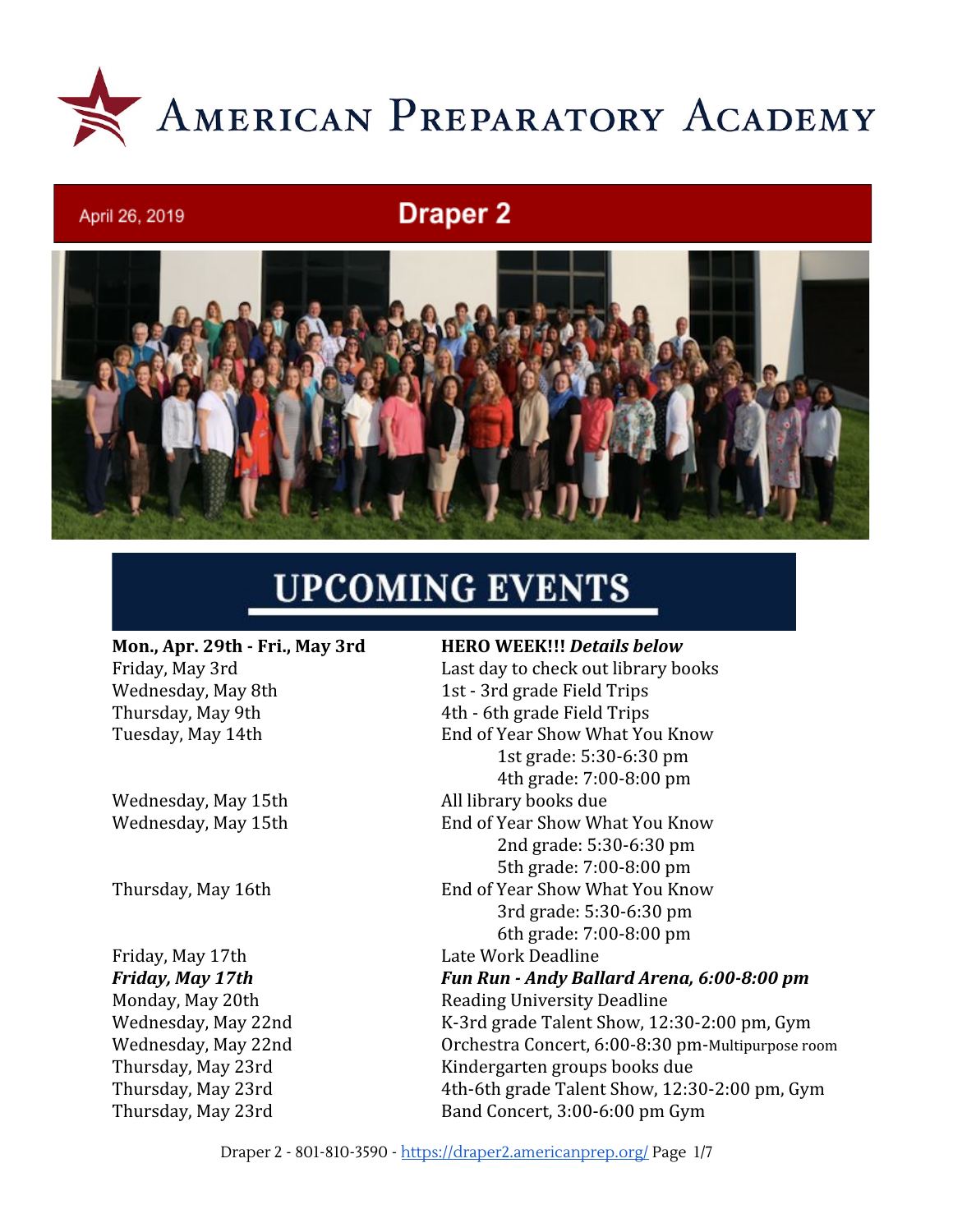# American Preparatory Academy

April 26, 2019

## Draper 2

## UPCOMING EVENTS

| Date | Event |
|---|---|
| **Mon., Apr. 29th - Fri., May 3rd** | **HERO WEEK!!!** ***Details below*** |
| Friday, May 3rd | Last day to check out library books |
| Wednesday, May 8th | 1st - 3rd grade Field Trips |
| Thursday, May 9th | 4th - 6th grade Field Trips |
| Tuesday, May 14th | End of Year Show What You Know<br>1st grade: 5:30-6:30 pm<br>4th grade: 7:00-8:00 pm |
| Wednesday, May 15th | All library books due |
| Wednesday, May 15th | End of Year Show What You Know<br>2nd grade: 5:30-6:30 pm<br>5th grade: 7:00-8:00 pm |
| Thursday, May 16th | End of Year Show What You Know<br>3rd grade: 5:30-6:30 pm<br>6th grade: 7:00-8:00 pm |
| Friday, May 17th | Late Work Deadline |
| ***Friday, May 17th*** | ***Fun Run - Andy Ballard Arena, 6:00-8:00 pm*** |
| Monday, May 20th | Reading University Deadline |
| Wednesday, May 22nd | K-3rd grade Talent Show, 12:30-2:00 pm, Gym |
| Wednesday, May 22nd | Orchestra Concert, 6:00-8:30 pm-Multipurpose room |
| Thursday, May 23rd | Kindergarten groups books due |
| Thursday, May 23rd | 4th-6th grade Talent Show, 12:30-2:00 pm, Gym |
| Thursday, May 23rd | Band Concert, 3:00-6:00 pm Gym |

Draper 2 - 801-810-3590 - https://draper2.americanprep.org/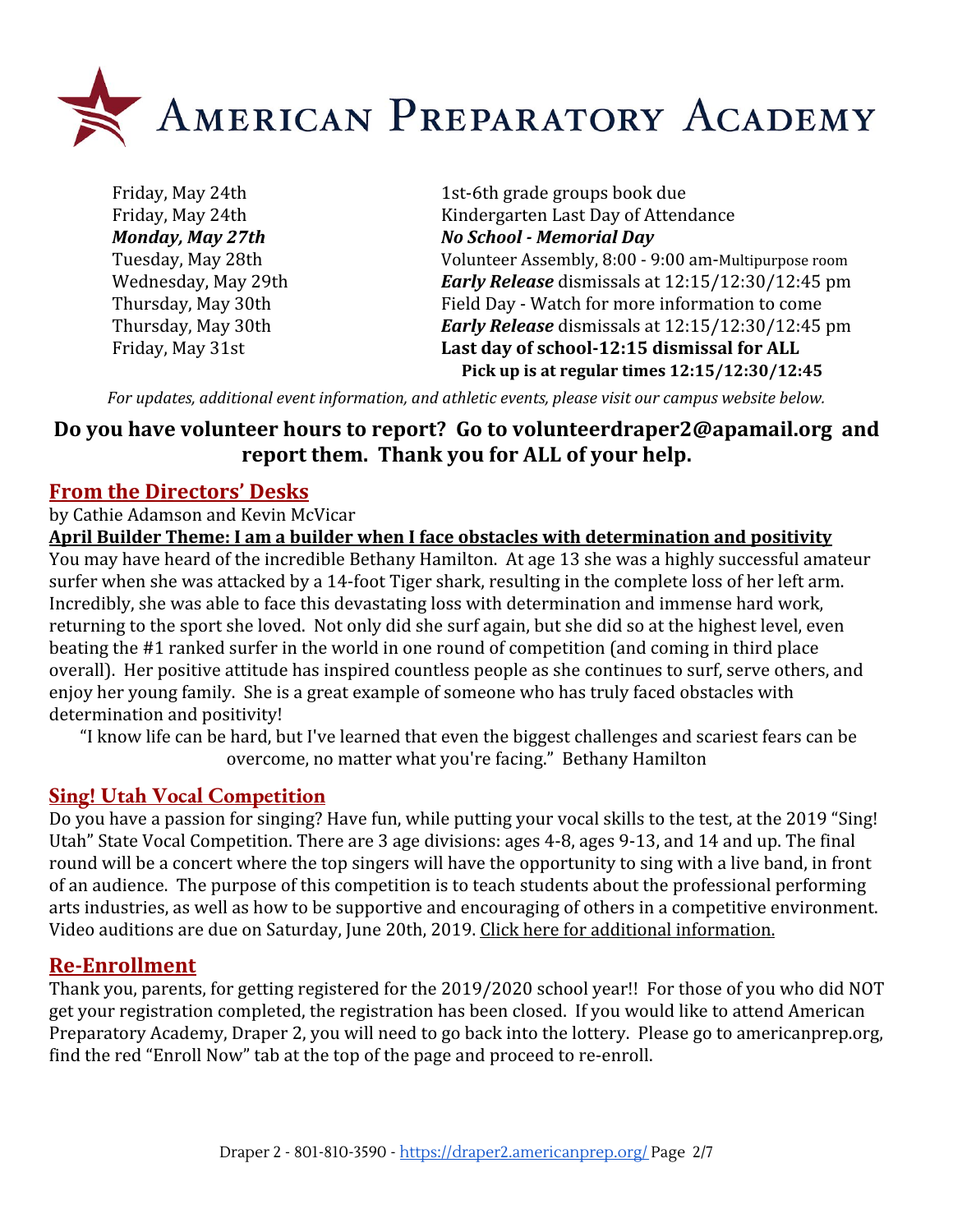| | |
|---|---|
| Friday, May 24th | 1st-6th grade groups book due |
| Friday, May 24th | Kindergarten Last Day of Attendance |
| ***Monday, May 27th*** | ***No School - Memorial Day*** |
| Tuesday, May 28th | Volunteer Assembly, 8:00 - 9:00 am-Multipurpose room |
| Wednesday, May 29th | ***Early Release*** dismissals at 12:15/12:30/12:45 pm |
| Thursday, May 30th | Field Day - Watch for more information to come |
| Thursday, May 30th | ***Early Release*** dismissals at 12:15/12:30/12:45 pm |
| Friday, May 31st | **Last day of school-12:15 dismissal for ALL** **Pick up is at regular times 12:15/12:30/12:45** |

*For updates, additional event information, and athletic events, please visit our campus website below.*

**Do you have volunteer hours to report? Go to volunteerdraper2@apamail.org and report them. Thank you for ALL of your help.**

## From the Directors' Desks

by Cathie Adamson and Kevin McVicar

**April Builder Theme: I am a builder when I face obstacles with determination and positivity**

You may have heard of the incredible Bethany Hamilton. At age 13 she was a highly successful amateur surfer when she was attacked by a 14-foot Tiger shark, resulting in the complete loss of her left arm. Incredibly, she was able to face this devastating loss with determination and immense hard work, returning to the sport she loved. Not only did she surf again, but she did so at the highest level, even beating the #1 ranked surfer in the world in one round of competition (and coming in third place overall). Her positive attitude has inspired countless people as she continues to surf, serve others, and enjoy her young family. She is a great example of someone who has truly faced obstacles with determination and positivity!

"I know life can be hard, but I've learned that even the biggest challenges and scariest fears can be overcome, no matter what you're facing." Bethany Hamilton

## Sing! Utah Vocal Competition

Do you have a passion for singing? Have fun, while putting your vocal skills to the test, at the 2019 "Sing! Utah" State Vocal Competition. There are 3 age divisions: ages 4-8, ages 9-13, and 14 and up. The final round will be a concert where the top singers will have the opportunity to sing with a live band, in front of an audience. The purpose of this competition is to teach students about the professional performing arts industries, as well as how to be supportive and encouraging of others in a competitive environment. Video auditions are due on Saturday, June 20th, 2019. Click here for additional information.

## Re-Enrollment

Thank you, parents, for getting registered for the 2019/2020 school year!! For those of you who did NOT get your registration completed, the registration has been closed. If you would like to attend American Preparatory Academy, Draper 2, you will need to go back into the lottery. Please go to americanprep.org, find the red "Enroll Now" tab at the top of the page and proceed to re-enroll.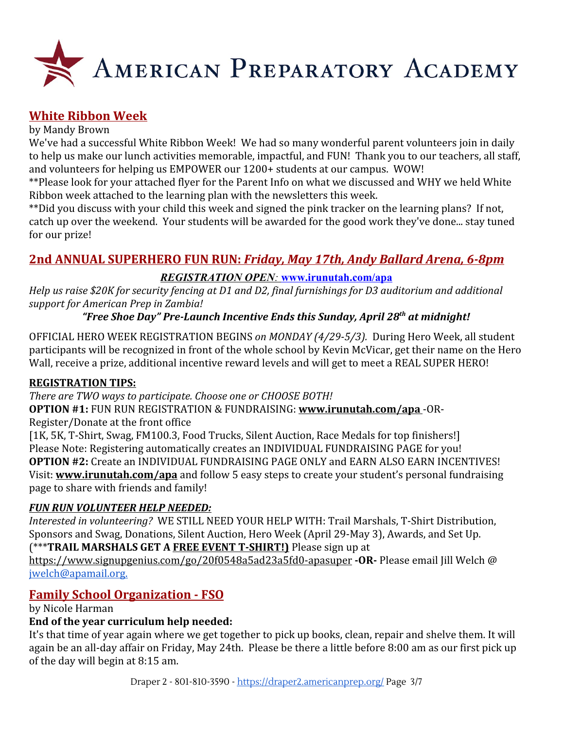# American Preparatory Academy

## White Ribbon Week

by Mandy Brown

We've had a successful White Ribbon Week! We had so many wonderful parent volunteers join in daily to help us make our lunch activities memorable, impactful, and FUN! Thank you to our teachers, all staff, and volunteers for helping us EMPOWER our 1200+ students at our campus. WOW!

**Please look for your attached flyer for the Parent Info on what we discussed and WHY we held White Ribbon week attached to the learning plan with the newsletters this week.

**Did you discuss with your child this week and signed the pink tracker on the learning plans? If not, catch up over the weekend. Your students will be awarded for the good work they've done... stay tuned for our prize!

## 2nd ANNUAL SUPERHERO FUN RUN: *Friday, May 17th, Andy Ballard Arena, 6-8pm*

***REGISTRATION OPEN**: **www.irunutah.com/apa***

*Help us raise $20K for security fencing at D1 and D2, final furnishings for D3 auditorium and additional support for American Prep in Zambia!*

***"Free Shoe Day" Pre-Launch Incentive Ends this Sunday, April 28th at midnight!***

OFFICIAL HERO WEEK REGISTRATION BEGINS *on MONDAY (4/29-5/3).* During Hero Week, all student participants will be recognized in front of the whole school by Kevin McVicar, get their name on the Hero Wall, receive a prize, additional incentive reward levels and will get to meet a REAL SUPER HERO!

### REGISTRATION TIPS:

*There are TWO ways to participate. Choose one or CHOOSE BOTH!*

**OPTION #1:** FUN RUN REGISTRATION & FUNDRAISING: **www.irunutah.com/apa** -OR- Register/Donate at the front office

[1K, 5K, T-Shirt, Swag, FM100.3, Food Trucks, Silent Auction, Race Medals for top finishers!]

Please Note: Registering automatically creates an INDIVIDUAL FUNDRAISING PAGE for you!

**OPTION #2:** Create an INDIVIDUAL FUNDRAISING PAGE ONLY and EARN ALSO EARN INCENTIVES! Visit: **www.irunutah.com/apa** and follow 5 easy steps to create your student's personal fundraising page to share with friends and family!

### *FUN RUN VOLUNTEER HELP NEEDED:*

*Interested in volunteering?* WE STILL NEED YOUR HELP WITH: Trail Marshals, T-Shirt Distribution, Sponsors and Swag, Donations, Silent Auction, Hero Week (April 29-May 3), Awards, and Set Up. (***TRAIL MARSHALS GET A FREE EVENT T-SHIRT!)** Please sign up at https://www.signupgenius.com/go/20f0548a5ad23a5fd0-apasuper **-OR-** Please email Jill Welch @ jwelch@apamail.org.

## Family School Organization - FSO

by Nicole Harman

**End of the year curriculum help needed:**

It's that time of year again where we get together to pick up books, clean, repair and shelve them. It will again be an all-day affair on Friday, May 24th. Please be there a little before 8:00 am as our first pick up of the day will begin at 8:15 am.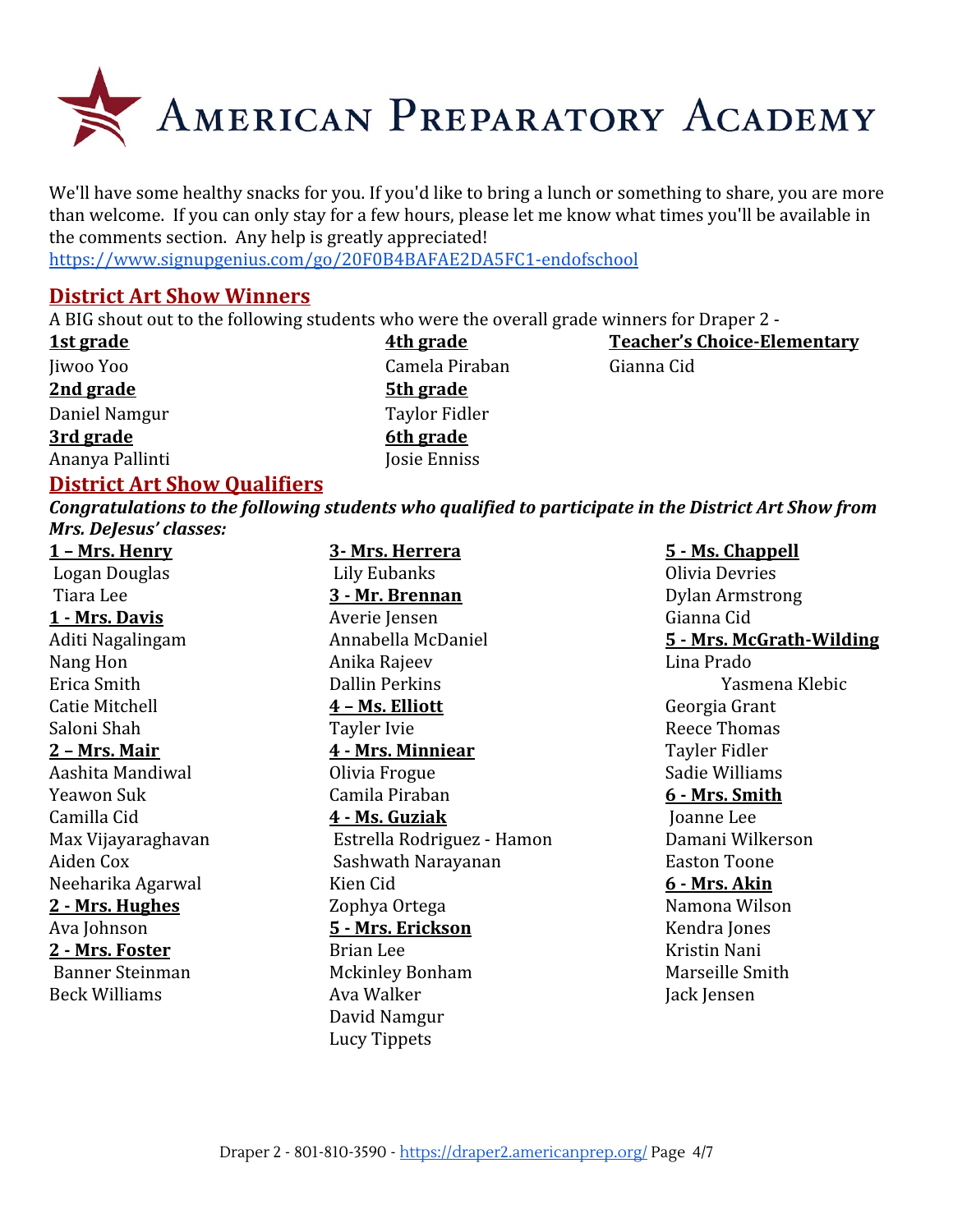# American Preparatory Academy

We'll have some healthy snacks for you. If you'd like to bring a lunch or something to share, you are more than welcome. If you can only stay for a few hours, please let me know what times you'll be available in the comments section. Any help is greatly appreciated!
https://www.signupgenius.com/go/20F0B4BAFAE2DA5FC1-endofschool

## District Art Show Winners

A BIG shout out to the following students who were the overall grade winners for Draper 2 -

**1st grade**
Jiwoo Yoo

**2nd grade**
Daniel Namgur

**3rd grade**
Ananya Pallinti

**4th grade**
Camela Piraban

**5th grade**
Taylor Fidler

**6th grade**
Josie Enniss

**Teacher's Choice-Elementary**
Gianna Cid

## District Art Show Qualifiers

***Congratulations to the following students who qualified to participate in the District Art Show from Mrs. DeJesus' classes:***

**1 – Mrs. Henry**
Logan Douglas
Tiara Lee

**1 - Mrs. Davis**
Aditi Nagalingam
Nang Hon
Erica Smith
Catie Mitchell
Saloni Shah

**2 – Mrs. Mair**
Aashita Mandiwal
Yeawon Suk
Camilla Cid
Max Vijayaraghavan
Aiden Cox
Neeharika Agarwal

**2 - Mrs. Hughes**
Ava Johnson

**2 - Mrs. Foster**
Banner Steinman
Beck Williams

**3- Mrs. Herrera**
Lily Eubanks

**3 - Mr. Brennan**
Averie Jensen
Annabella McDaniel
Anika Rajeev
Dallin Perkins

**4 – Ms. Elliott**
Tayler Ivie

**4 - Mrs. Minniear**
Olivia Frogue
Camila Piraban

**4 - Ms. Guziak**
Estrella Rodriguez - Hamon
Sashwath Narayanan
Kien Cid
Zophya Ortega

**5 - Mrs. Erickson**
Brian Lee
Mckinley Bonham
Ava Walker
David Namgur
Lucy Tippets

**5 - Ms. Chappell**
Olivia Devries
Dylan Armstrong
Gianna Cid

**5 - Mrs. McGrath-Wilding**
Lina Prado
Yasmena Klebic
Georgia Grant
Reece Thomas
Tayler Fidler
Sadie Williams

**6 - Mrs. Smith**
Joanne Lee
Damani Wilkerson
Easton Toone

**6 - Mrs. Akin**
Namona Wilson
Kendra Jones
Kristin Nani
Marseille Smith
Jack Jensen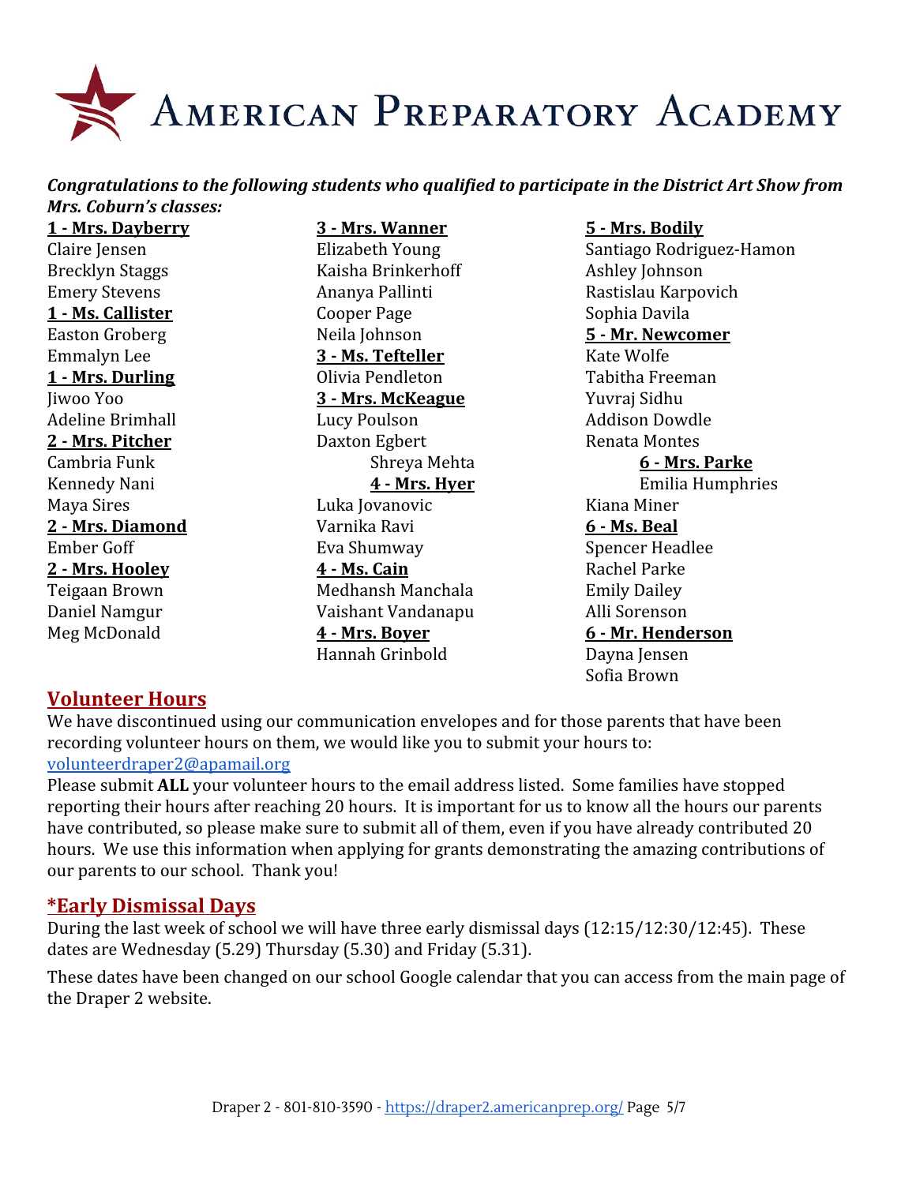# American Preparatory Academy

***Congratulations to the following students who qualified to participate in the District Art Show from Mrs. Coburn's classes:***

**1 - Mrs. Dayberry**
Claire Jensen
Brecklyn Staggs
Emery Stevens

**1 - Ms. Callister**
Easton Groberg
Emmalyn Lee

**1 - Mrs. Durling**
Jiwoo Yoo
Adeline Brimhall

**2 - Mrs. Pitcher**
Cambria Funk
Kennedy Nani
Maya Sires

**2 - Mrs. Diamond**
Ember Goff

**2 - Mrs. Hooley**
Teigaan Brown
Daniel Namgur
Meg McDonald

**3 - Mrs. Wanner**
Elizabeth Young
Kaisha Brinkerhoff
Ananya Pallinti
Cooper Page
Neila Johnson

**3 - Ms. Tefteller**
Olivia Pendleton

**3 - Mrs. McKeague**
Lucy Poulson
Daxton Egbert
Shreya Mehta

**4 - Mrs. Hyer**
Luka Jovanovic
Varnika Ravi
Eva Shumway

**4 - Ms. Cain**
Medhansh Manchala
Vaishant Vandanapu

**4 - Mrs. Boyer**
Hannah Grinbold

**5 - Mrs. Bodily**
Santiago Rodriguez-Hamon
Ashley Johnson
Rastislau Karpovich
Sophia Davila

**5 - Mr. Newcomer**
Kate Wolfe
Tabitha Freeman
Yuvraj Sidhu
Addison Dowdle
Renata Montes

**6 - Mrs. Parke**
Emilia Humphries
Kiana Miner

**6 - Ms. Beal**
Spencer Headlee
Rachel Parke
Emily Dailey
Alli Sorenson

**6 - Mr. Henderson**
Dayna Jensen
Sofia Brown

## Volunteer Hours

We have discontinued using our communication envelopes and for those parents that have been recording volunteer hours on them, we would like you to submit your hours to: volunteerdraper2@apamail.org

Please submit **ALL** your volunteer hours to the email address listed. Some families have stopped reporting their hours after reaching 20 hours. It is important for us to know all the hours our parents have contributed, so please make sure to submit all of them, even if you have already contributed 20 hours. We use this information when applying for grants demonstrating the amazing contributions of our parents to our school. Thank you!

## *Early Dismissal Days

During the last week of school we will have three early dismissal days (12:15/12:30/12:45). These dates are Wednesday (5.29) Thursday (5.30) and Friday (5.31).

These dates have been changed on our school Google calendar that you can access from the main page of the Draper 2 website.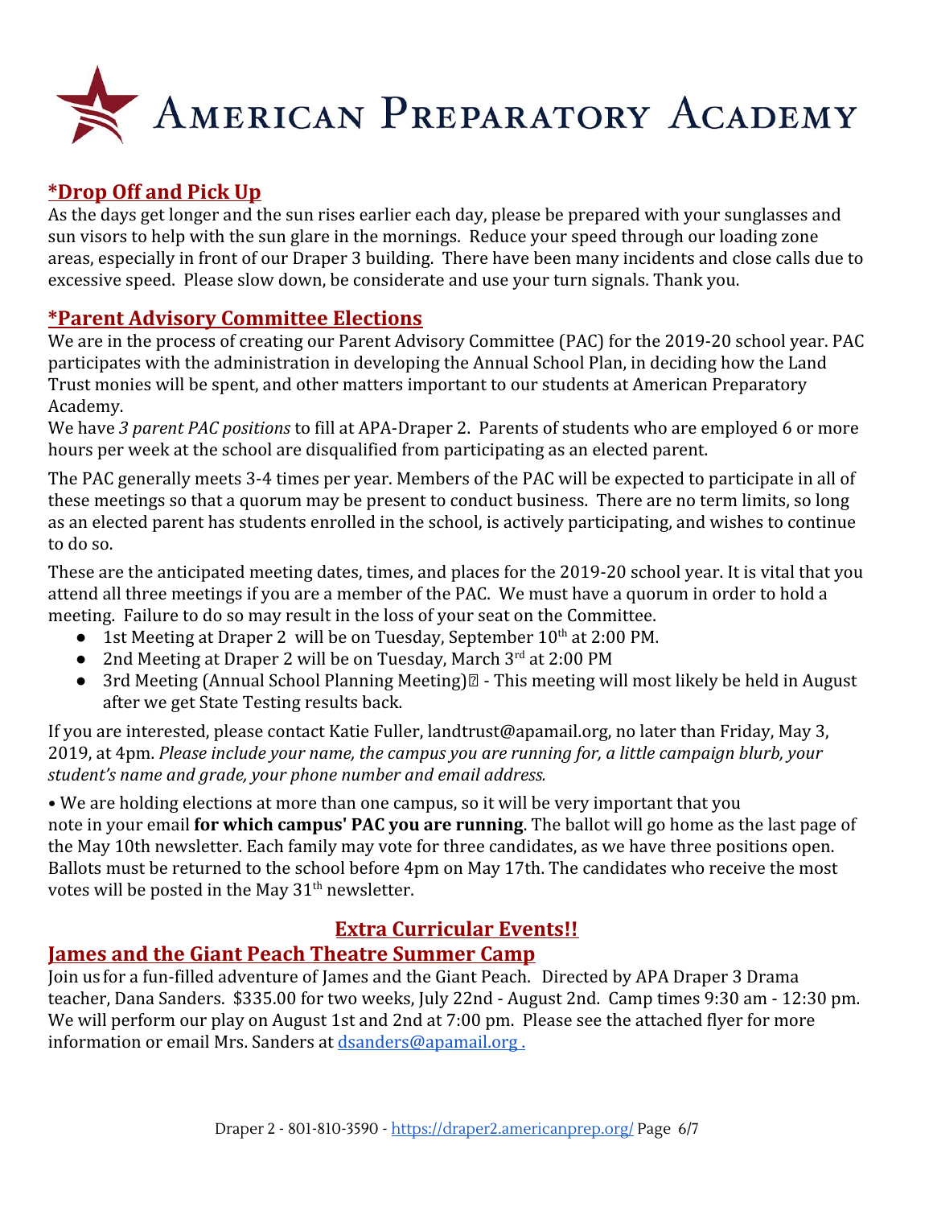# American Preparatory Academy

## *Drop Off and Pick Up

As the days get longer and the sun rises earlier each day, please be prepared with your sunglasses and sun visors to help with the sun glare in the mornings. Reduce your speed through our loading zone areas, especially in front of our Draper 3 building. There have been many incidents and close calls due to excessive speed. Please slow down, be considerate and use your turn signals. Thank you.

## *Parent Advisory Committee Elections

We are in the process of creating our Parent Advisory Committee (PAC) for the 2019-20 school year. PAC participates with the administration in developing the Annual School Plan, in deciding how the Land Trust monies will be spent, and other matters important to our students at American Preparatory Academy.

We have *3 parent PAC positions* to fill at APA-Draper 2. Parents of students who are employed 6 or more hours per week at the school are disqualified from participating as an elected parent.

The PAC generally meets 3-4 times per year. Members of the PAC will be expected to participate in all of these meetings so that a quorum may be present to conduct business. There are no term limits, so long as an elected parent has students enrolled in the school, is actively participating, and wishes to continue to do so.

These are the anticipated meeting dates, times, and places for the 2019-20 school year. It is vital that you attend all three meetings if you are a member of the PAC. We must have a quorum in order to hold a meeting. Failure to do so may result in the loss of your seat on the Committee.

- 1st Meeting at Draper 2 will be on Tuesday, September 10th at 2:00 PM.
- 2nd Meeting at Draper 2 will be on Tuesday, March 3rd at 2:00 PM
- 3rd Meeting (Annual School Planning Meeting) - This meeting will most likely be held in August after we get State Testing results back.

If you are interested, please contact Katie Fuller, landtrust@apamail.org, no later than Friday, May 3, 2019, at 4pm. *Please include your name, the campus you are running for, a little campaign blurb, your student's name and grade, your phone number and email address.*

• We are holding elections at more than one campus, so it will be very important that you note in your email **for which campus' PAC you are running**. The ballot will go home as the last page of the May 10th newsletter. Each family may vote for three candidates, as we have three positions open. Ballots must be returned to the school before 4pm on May 17th. The candidates who receive the most votes will be posted in the May 31st newsletter.

## Extra Curricular Events!!

## James and the Giant Peach Theatre Summer Camp

Join us for a fun-filled adventure of James and the Giant Peach. Directed by APA Draper 3 Drama teacher, Dana Sanders. $335.00 for two weeks, July 22nd - August 2nd. Camp times 9:30 am - 12:30 pm. We will perform our play on August 1st and 2nd at 7:00 pm. Please see the attached flyer for more information or email Mrs. Sanders at dsanders@apamail.org .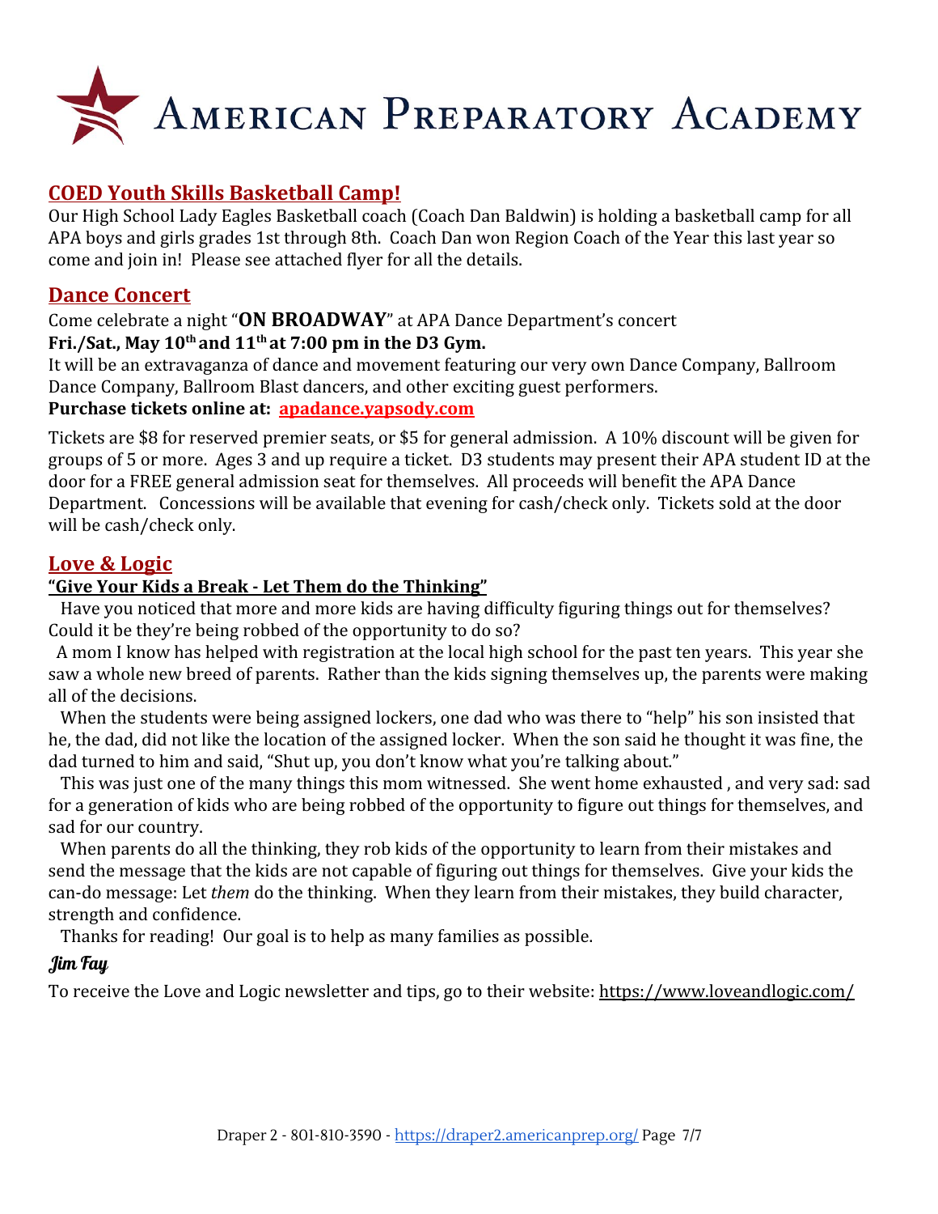# American Preparatory Academy

## COED Youth Skills Basketball Camp!

Our High School Lady Eagles Basketball coach (Coach Dan Baldwin) is holding a basketball camp for all APA boys and girls grades 1st through 8th. Coach Dan won Region Coach of the Year this last year so come and join in! Please see attached flyer for all the details.

## Dance Concert

Come celebrate a night "**ON BROADWAY**" at APA Dance Department's concert

**Fri./Sat., May 10th and 11th at 7:00 pm in the D3 Gym.**

It will be an extravaganza of dance and movement featuring our very own Dance Company, Ballroom Dance Company, Ballroom Blast dancers, and other exciting guest performers.

**Purchase tickets online at: apadance.yapsody.com**

Tickets are $8 for reserved premier seats, or $5 for general admission. A 10% discount will be given for groups of 5 or more. Ages 3 and up require a ticket. D3 students may present their APA student ID at the door for a FREE general admission seat for themselves. All proceeds will benefit the APA Dance Department. Concessions will be available that evening for cash/check only. Tickets sold at the door will be cash/check only.

## Love & Logic

### "Give Your Kids a Break - Let Them do the Thinking"

Have you noticed that more and more kids are having difficulty figuring things out for themselves? Could it be they're being robbed of the opportunity to do so?

A mom I know has helped with registration at the local high school for the past ten years. This year she saw a whole new breed of parents. Rather than the kids signing themselves up, the parents were making all of the decisions.

When the students were being assigned lockers, one dad who was there to "help" his son insisted that he, the dad, did not like the location of the assigned locker. When the son said he thought it was fine, the dad turned to him and said, "Shut up, you don't know what you're talking about."

This was just one of the many things this mom witnessed. She went home exhausted , and very sad: sad for a generation of kids who are being robbed of the opportunity to figure out things for themselves, and sad for our country.

When parents do all the thinking, they rob kids of the opportunity to learn from their mistakes and send the message that the kids are not capable of figuring out things for themselves. Give your kids the can-do message: Let *them* do the thinking. When they learn from their mistakes, they build character, strength and confidence.

Thanks for reading! Our goal is to help as many families as possible.

***Jim Fay***

To receive the Love and Logic newsletter and tips, go to their website: https://www.loveandlogic.com/

Draper 2 - 801-810-3590 - https://draper2.americanprep.org/